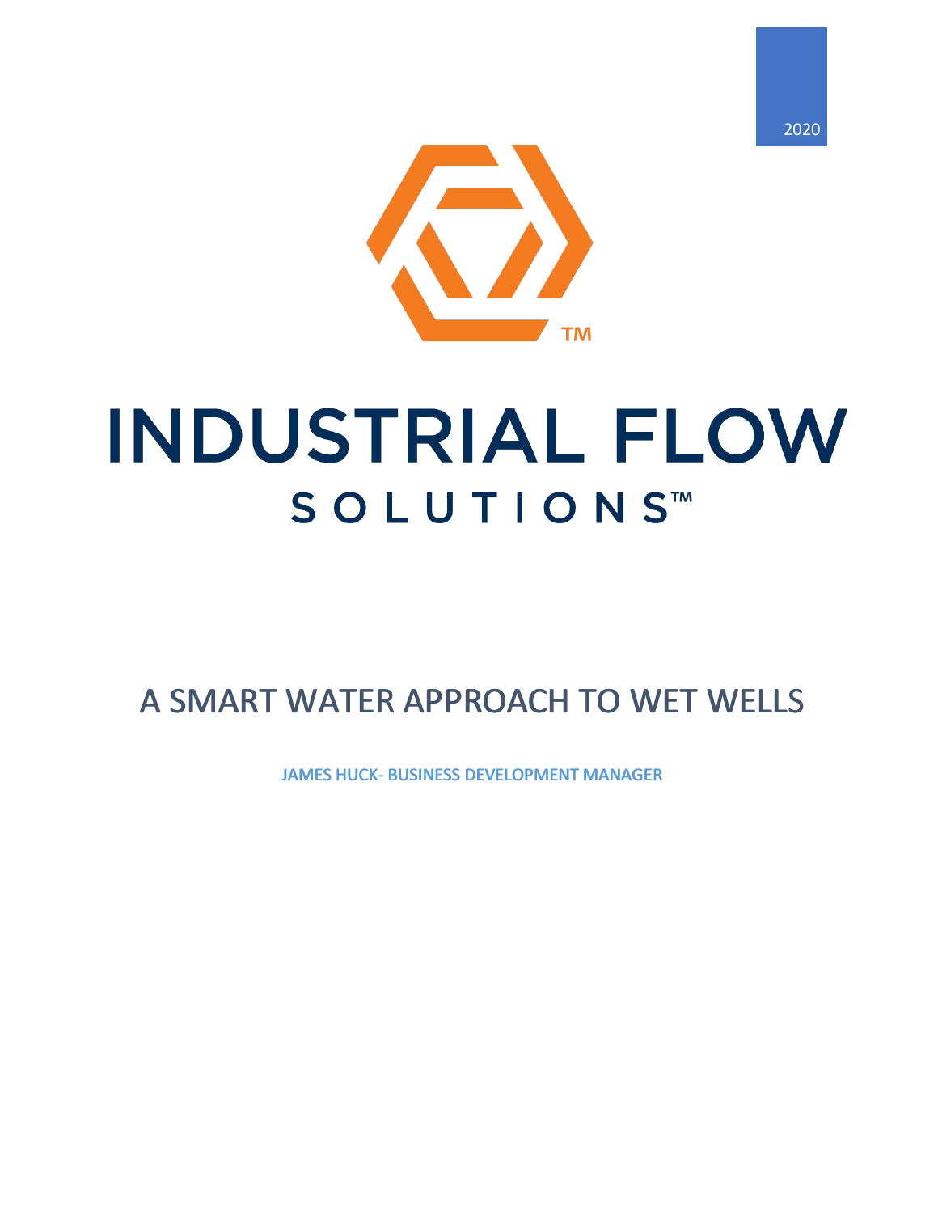2020

# INDUSTRIAL FLOW SOLUTIONS™

## A SMART WATER APPROACH TO WET WELLS

**JAMES HUCK- BUSINESS DEVELOPMENT MANAGER**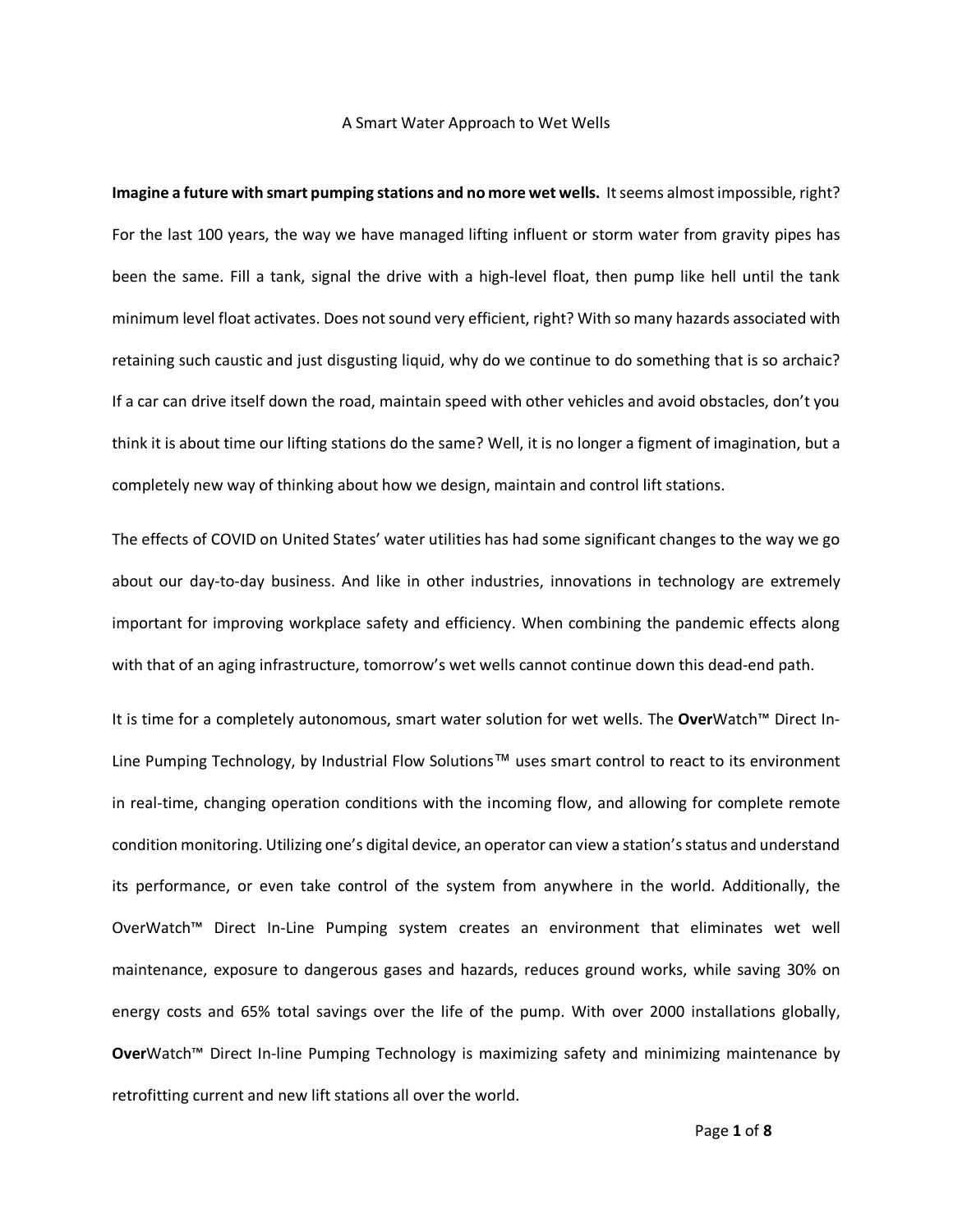A Smart Water Approach to Wet Wells

**Imagine a future with smart pumping stations and no more wet wells.** It seems almost impossible, right? For the last 100 years, the way we have managed lifting influent or storm water from gravity pipes has been the same. Fill a tank, signal the drive with a high-level float, then pump like hell until the tank minimum level float activates. Does not sound very efficient, right? With so many hazards associated with retaining such caustic and just disgusting liquid, why do we continue to do something that is so archaic? If a car can drive itself down the road, maintain speed with other vehicles and avoid obstacles, don't you think it is about time our lifting stations do the same? Well, it is no longer a figment of imagination, but a completely new way of thinking about how we design, maintain and control lift stations.

The effects of COVID on United States' water utilities has had some significant changes to the way we go about our day-to-day business. And like in other industries, innovations in technology are extremely important for improving workplace safety and efficiency. When combining the pandemic effects along with that of an aging infrastructure, tomorrow's wet wells cannot continue down this dead-end path.

It is time for a completely autonomous, smart water solution for wet wells. The **Over**Watch™ Direct In-Line Pumping Technology, by Industrial Flow Solutions™ uses smart control to react to its environment in real-time, changing operation conditions with the incoming flow, and allowing for complete remote condition monitoring. Utilizing one's digital device, an operator can view a station's status and understand its performance, or even take control of the system from anywhere in the world. Additionally, the OverWatch™ Direct In-Line Pumping system creates an environment that eliminates wet well maintenance, exposure to dangerous gases and hazards, reduces ground works, while saving 30% on energy costs and 65% total savings over the life of the pump. With over 2000 installations globally, **Over**Watch™ Direct In-line Pumping Technology is maximizing safety and minimizing maintenance by retrofitting current and new lift stations all over the world.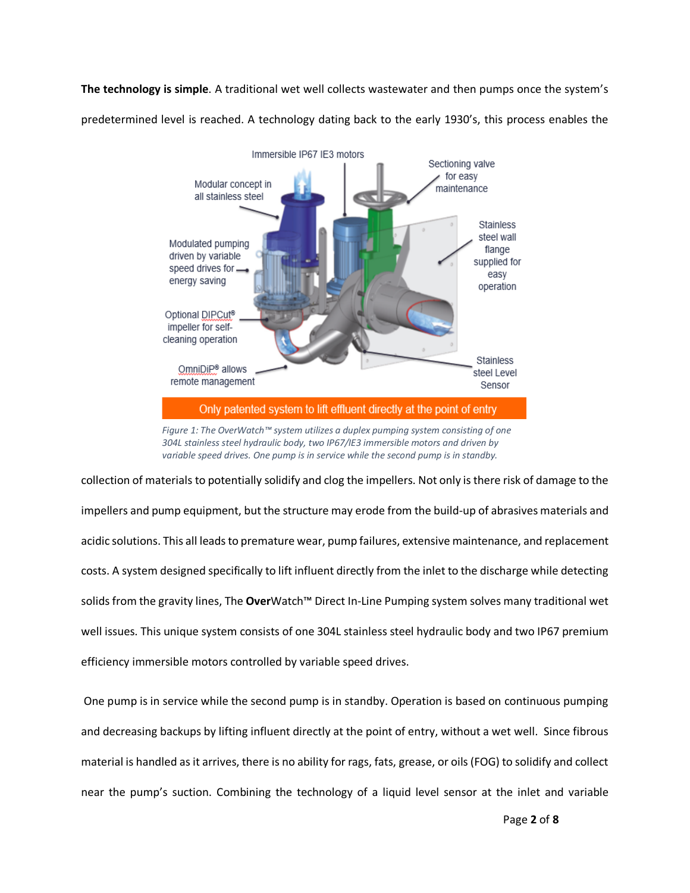**The technology is simple**. A traditional wet well collects wastewater and then pumps once the system's predetermined level is reached. A technology dating back to the early 1930's, this process enables the collection of materials to potentially solidify and clog the impellers. Not only is there risk of damage to the impellers and pump equipment, but the structure may erode from the build-up of abrasives materials and acidic solutions. This all leads to premature wear, pump failures, extensive maintenance, and replacement costs. A system designed specifically to lift influent directly from the inlet to the discharge while detecting solids from the gravity lines, The **Over**Watch™ Direct In-Line Pumping system solves many traditional wet well issues. This unique system consists of one 304L stainless steel hydraulic body and two IP67 premium efficiency immersible motors controlled by variable speed drives.

*Figure 1: The OverWatch™ system utilizes a duplex pumping system consisting of one 304L stainless steel hydraulic body, two IP67/IE3 immersible motors and driven by variable speed drives. One pump is in service while the second pump is in standby.*

One pump is in service while the second pump is in standby. Operation is based on continuous pumping and decreasing backups by lifting influent directly at the point of entry, without a wet well. Since fibrous material is handled as it arrives, there is no ability for rags, fats, grease, or oils (FOG) to solidify and collect near the pump's suction. Combining the technology of a liquid level sensor at the inlet and variable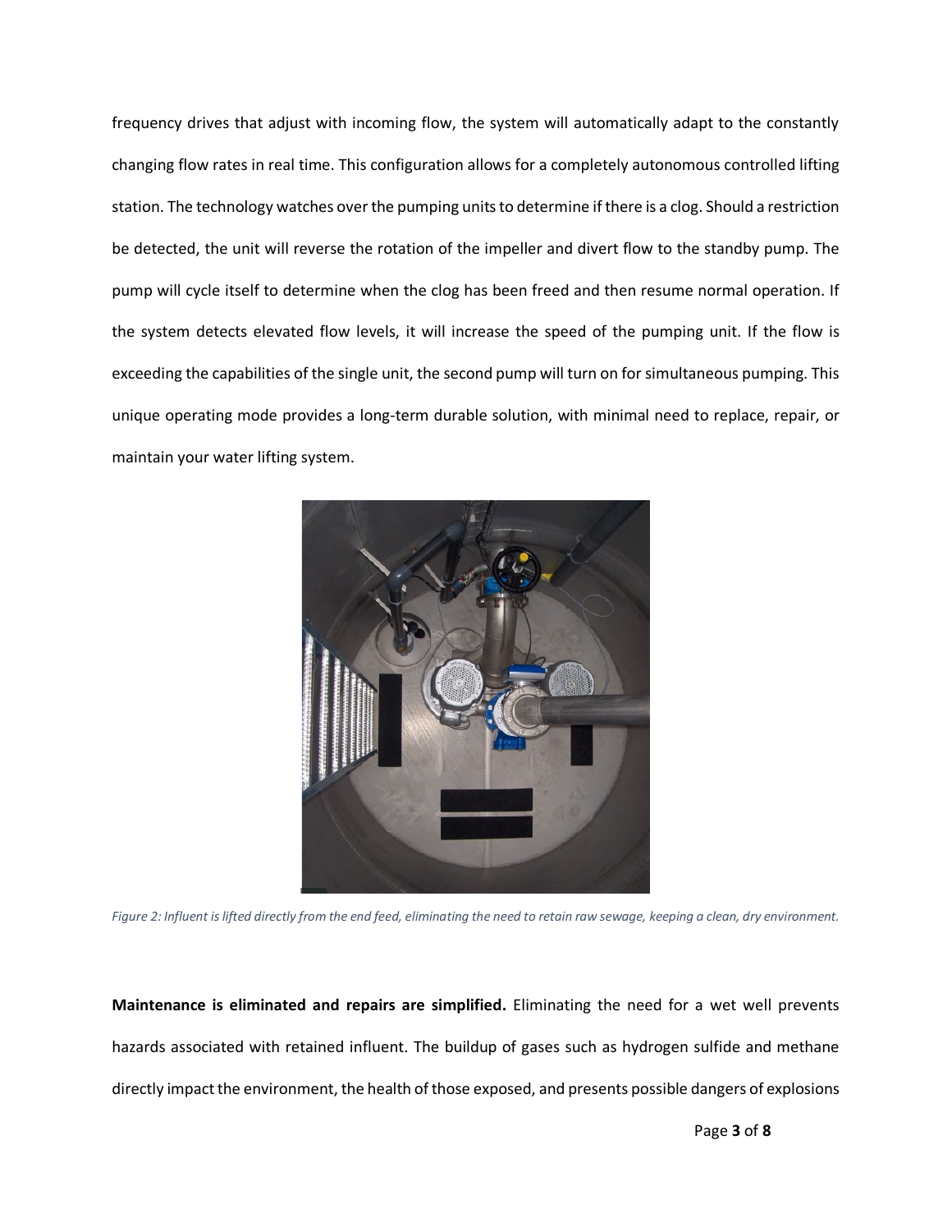frequency drives that adjust with incoming flow, the system will automatically adapt to the constantly changing flow rates in real time. This configuration allows for a completely autonomous controlled lifting station. The technology watches over the pumping units to determine if there is a clog. Should a restriction be detected, the unit will reverse the rotation of the impeller and divert flow to the standby pump. The pump will cycle itself to determine when the clog has been freed and then resume normal operation. If the system detects elevated flow levels, it will increase the speed of the pumping unit. If the flow is exceeding the capabilities of the single unit, the second pump will turn on for simultaneous pumping. This unique operating mode provides a long-term durable solution, with minimal need to replace, repair, or maintain your water lifting system.

*Figure 2: Influent is lifted directly from the end feed, eliminating the need to retain raw sewage, keeping a clean, dry environment.*

**Maintenance is eliminated and repairs are simplified.** Eliminating the need for a wet well prevents hazards associated with retained influent. The buildup of gases such as hydrogen sulfide and methane directly impact the environment, the health of those exposed, and presents possible dangers of explosions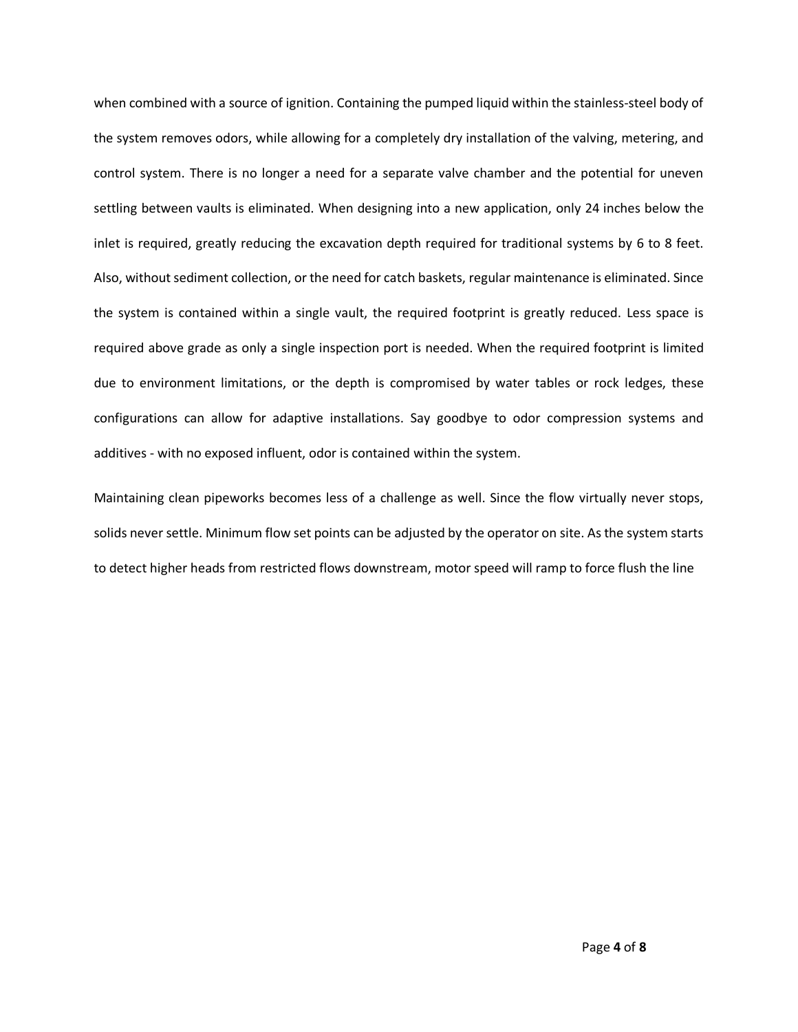when combined with a source of ignition. Containing the pumped liquid within the stainless-steel body of the system removes odors, while allowing for a completely dry installation of the valving, metering, and control system. There is no longer a need for a separate valve chamber and the potential for uneven settling between vaults is eliminated. When designing into a new application, only 24 inches below the inlet is required, greatly reducing the excavation depth required for traditional systems by 6 to 8 feet. Also, without sediment collection, or the need for catch baskets, regular maintenance is eliminated. Since the system is contained within a single vault, the required footprint is greatly reduced. Less space is required above grade as only a single inspection port is needed. When the required footprint is limited due to environment limitations, or the depth is compromised by water tables or rock ledges, these configurations can allow for adaptive installations. Say goodbye to odor compression systems and additives - with no exposed influent, odor is contained within the system.

Maintaining clean pipeworks becomes less of a challenge as well. Since the flow virtually never stops, solids never settle. Minimum flow set points can be adjusted by the operator on site. As the system starts to detect higher heads from restricted flows downstream, motor speed will ramp to force flush the line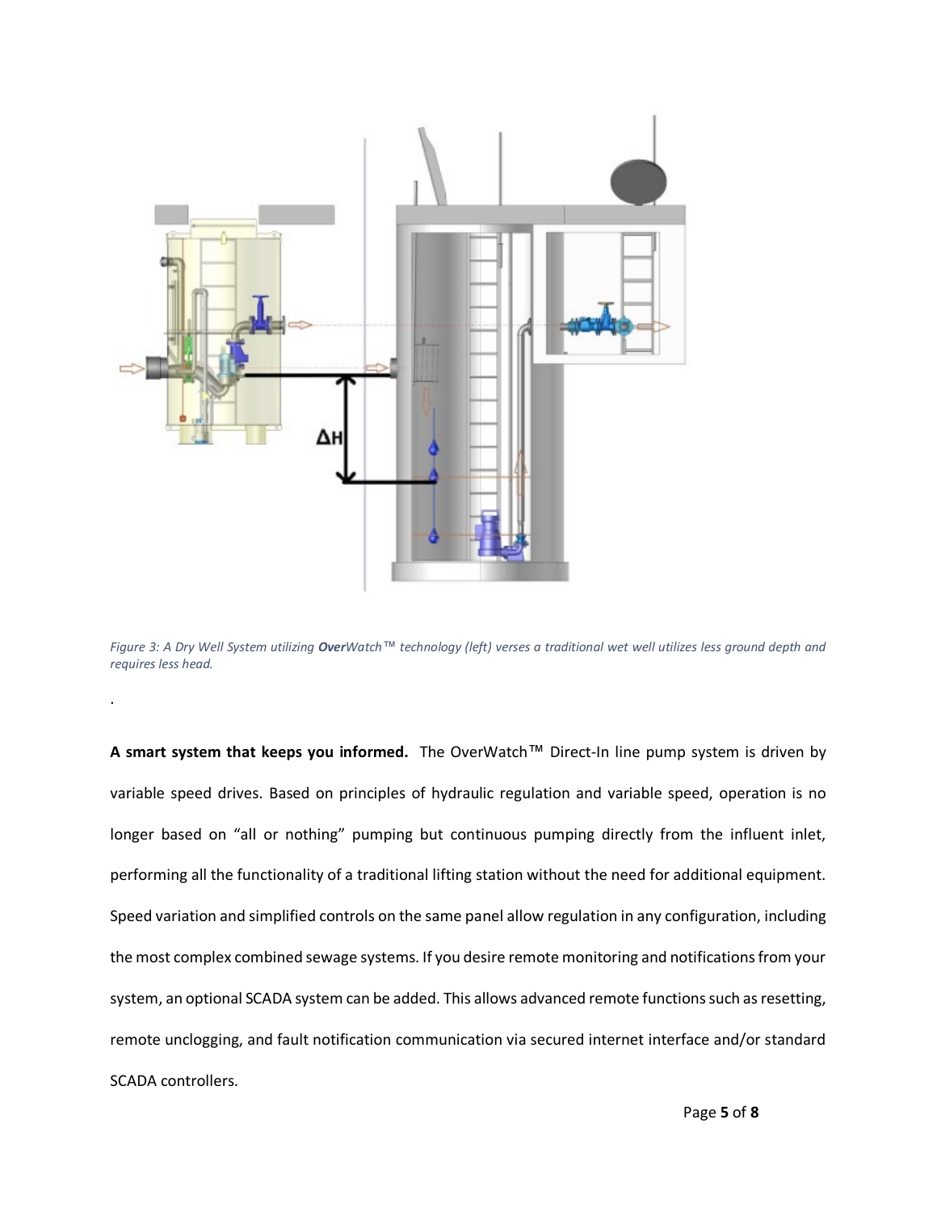*Figure 3: A Dry Well System utilizing **Over**Watch™ technology (left) verses a traditional wet well utilizes less ground depth and requires less head.*

.

**A smart system that keeps you informed.** The OverWatch™ Direct-In line pump system is driven by variable speed drives. Based on principles of hydraulic regulation and variable speed, operation is no longer based on "all or nothing" pumping but continuous pumping directly from the influent inlet, performing all the functionality of a traditional lifting station without the need for additional equipment. Speed variation and simplified controls on the same panel allow regulation in any configuration, including the most complex combined sewage systems. If you desire remote monitoring and notifications from your system, an optional SCADA system can be added. This allows advanced remote functions such as resetting, remote unclogging, and fault notification communication via secured internet interface and/or standard SCADA controllers.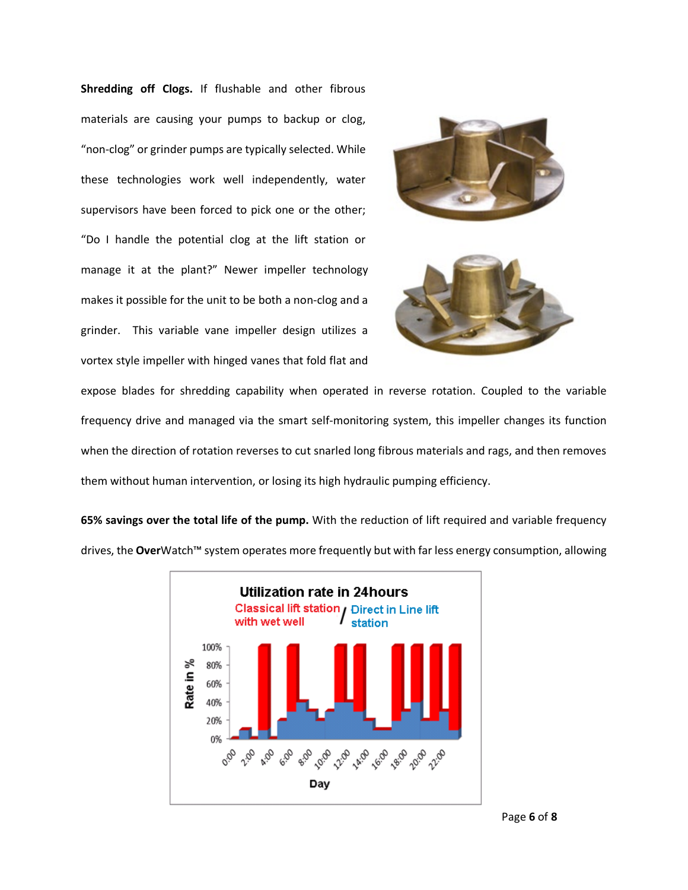**Shredding off Clogs.** If flushable and other fibrous materials are causing your pumps to backup or clog, “non-clog” or grinder pumps are typically selected. While these technologies work well independently, water supervisors have been forced to pick one or the other; “Do I handle the potential clog at the lift station or manage it at the plant?” Newer impeller technology makes it possible for the unit to be both a non-clog and a grinder. This variable vane impeller design utilizes a vortex style impeller with hinged vanes that fold flat and expose blades for shredding capability when operated in reverse rotation. Coupled to the variable frequency drive and managed via the smart self-monitoring system, this impeller changes its function when the direction of rotation reverses to cut snarled long fibrous materials and rags, and then removes them without human intervention, or losing its high hydraulic pumping efficiency.

**65% savings over the total life of the pump.** With the reduction of lift required and variable frequency drives, the **Over**Watch™ system operates more frequently but with far less energy consumption, allowing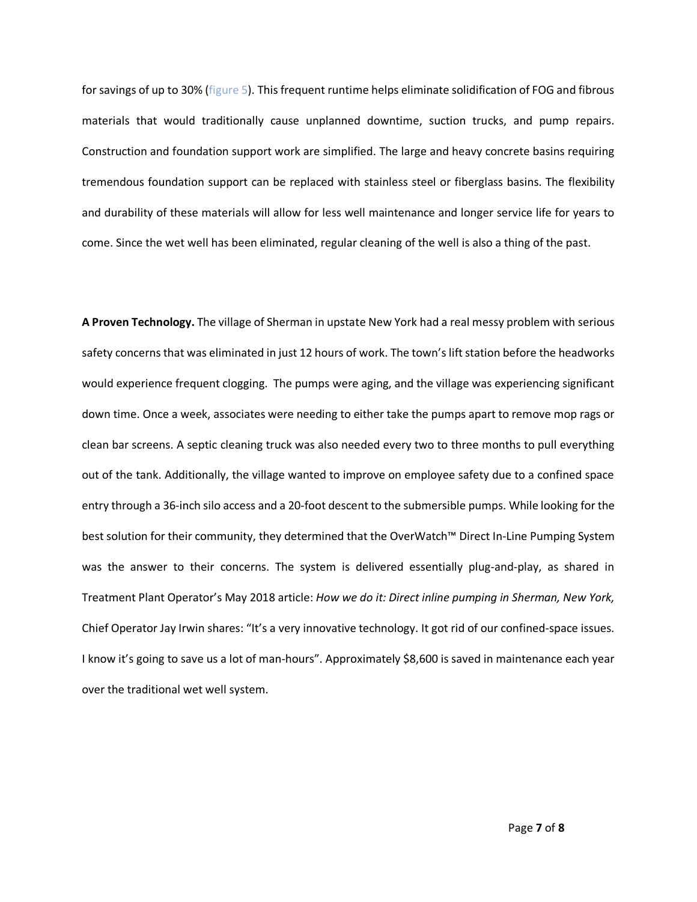for savings of up to 30% (figure 5). This frequent runtime helps eliminate solidification of FOG and fibrous materials that would traditionally cause unplanned downtime, suction trucks, and pump repairs. Construction and foundation support work are simplified. The large and heavy concrete basins requiring tremendous foundation support can be replaced with stainless steel or fiberglass basins. The flexibility and durability of these materials will allow for less well maintenance and longer service life for years to come. Since the wet well has been eliminated, regular cleaning of the well is also a thing of the past.

**A Proven Technology.** The village of Sherman in upstate New York had a real messy problem with serious safety concerns that was eliminated in just 12 hours of work. The town's lift station before the headworks would experience frequent clogging. The pumps were aging, and the village was experiencing significant down time. Once a week, associates were needing to either take the pumps apart to remove mop rags or clean bar screens. A septic cleaning truck was also needed every two to three months to pull everything out of the tank. Additionally, the village wanted to improve on employee safety due to a confined space entry through a 36-inch silo access and a 20-foot descent to the submersible pumps. While looking for the best solution for their community, they determined that the OverWatch™ Direct In-Line Pumping System was the answer to their concerns. The system is delivered essentially plug-and-play, as shared in Treatment Plant Operator's May 2018 article: *How we do it: Direct inline pumping in Sherman, New York,* Chief Operator Jay Irwin shares: "It's a very innovative technology. It got rid of our confined-space issues. I know it's going to save us a lot of man-hours". Approximately $8,600 is saved in maintenance each year over the traditional wet well system.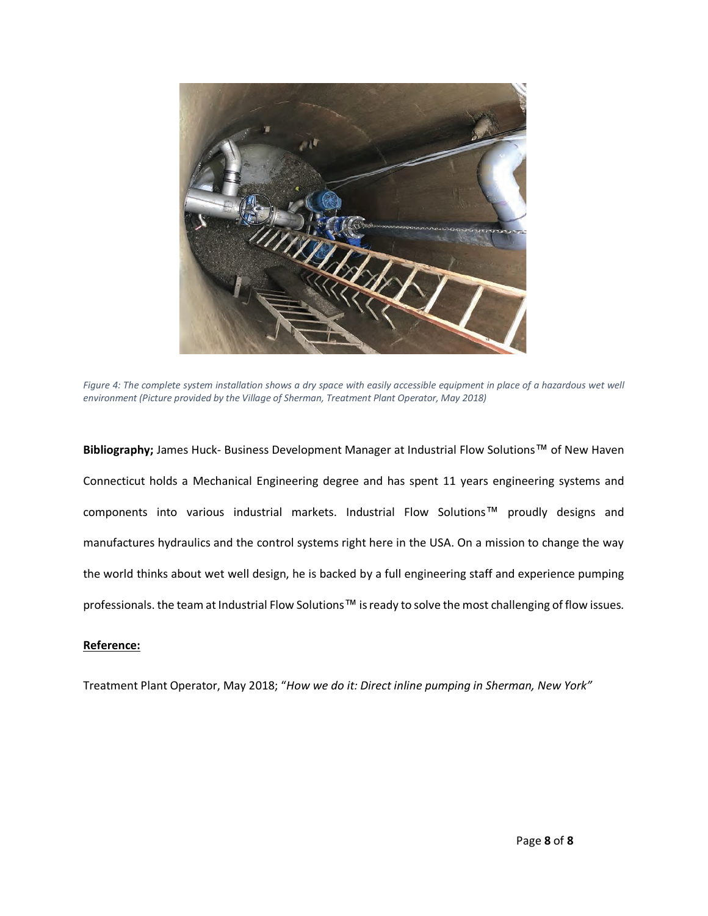*Figure 4: The complete system installation shows a dry space with easily accessible equipment in place of a hazardous wet well environment (Picture provided by the Village of Sherman, Treatment Plant Operator, May 2018)*

**Bibliography;** James Huck- Business Development Manager at Industrial Flow Solutions™ of New Haven Connecticut holds a Mechanical Engineering degree and has spent 11 years engineering systems and components into various industrial markets. Industrial Flow Solutions™ proudly designs and manufactures hydraulics and the control systems right here in the USA. On a mission to change the way the world thinks about wet well design, he is backed by a full engineering staff and experience pumping professionals. the team at Industrial Flow Solutions™ is ready to solve the most challenging of flow issues.

**Reference:**

Treatment Plant Operator, May 2018; "*How we do it: Direct inline pumping in Sherman, New York"*